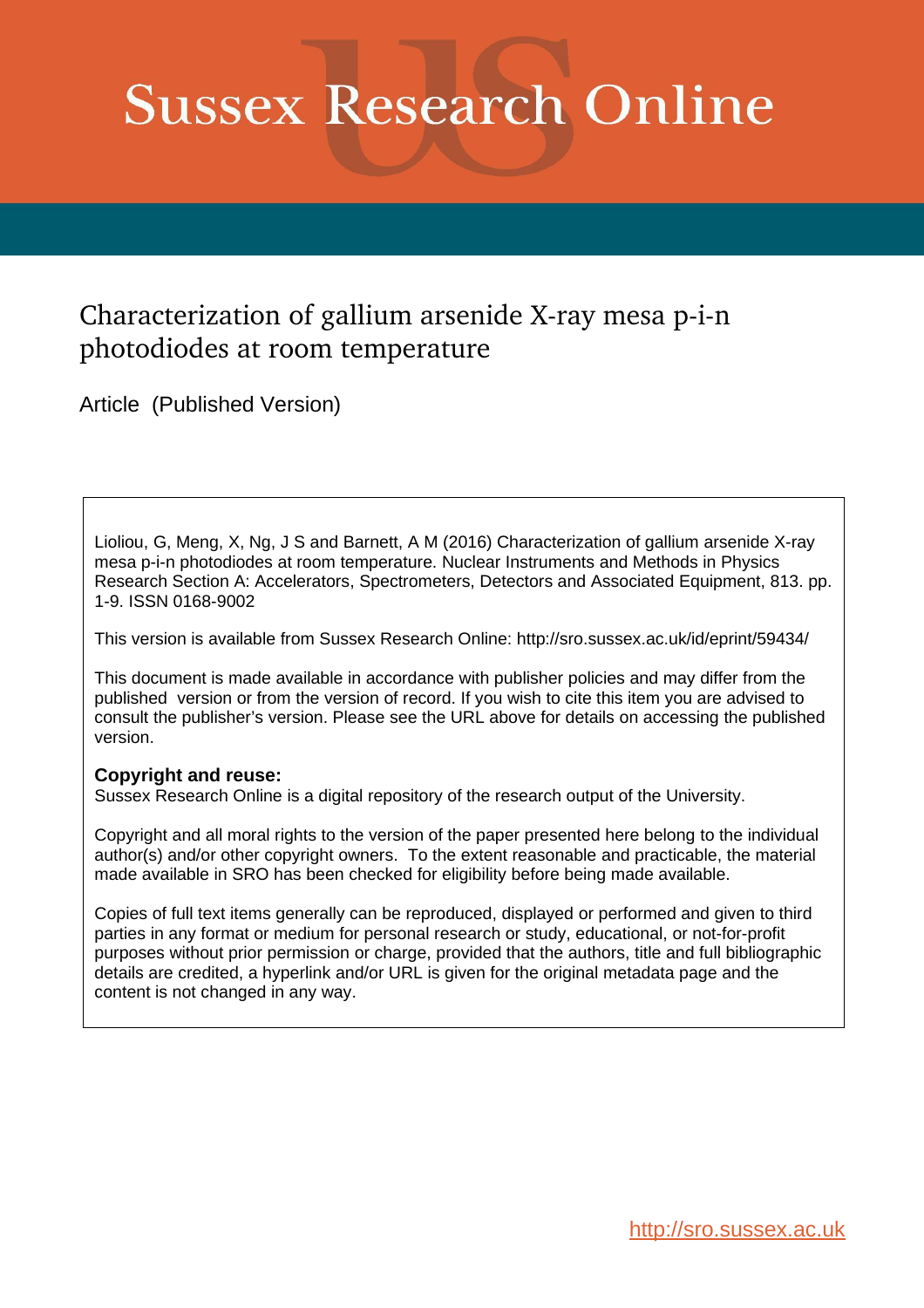# Sussex Research Online

## Characterization of gallium arsenide X-ray mesa p-i-n photodiodes at room temperature

Article (Published Version)

Lioliou, G, Meng, X, Ng, J S and Barnett, A M (2016) Characterization of gallium arsenide X-ray mesa p-i-n photodiodes at room temperature. Nuclear Instruments and Methods in Physics Research Section A: Accelerators, Spectrometers, Detectors and Associated Equipment, 813. pp. 1-9. ISSN 0168-9002

This version is available from Sussex Research Online: http://sro.sussex.ac.uk/id/eprint/59434/

This document is made available in accordance with publisher policies and may differ from the published version or from the version of record. If you wish to cite this item you are advised to consult the publisher's version. Please see the URL above for details on accessing the published version.

**Copyright and reuse:**
Sussex Research Online is a digital repository of the research output of the University.

Copyright and all moral rights to the version of the paper presented here belong to the individual author(s) and/or other copyright owners. To the extent reasonable and practicable, the material made available in SRO has been checked for eligibility before being made available.

Copies of full text items generally can be reproduced, displayed or performed and given to third parties in any format or medium for personal research or study, educational, or not-for-profit purposes without prior permission or charge, provided that the authors, title and full bibliographic details are credited, a hyperlink and/or URL is given for the original metadata page and the content is not changed in any way.

http://sro.sussex.ac.uk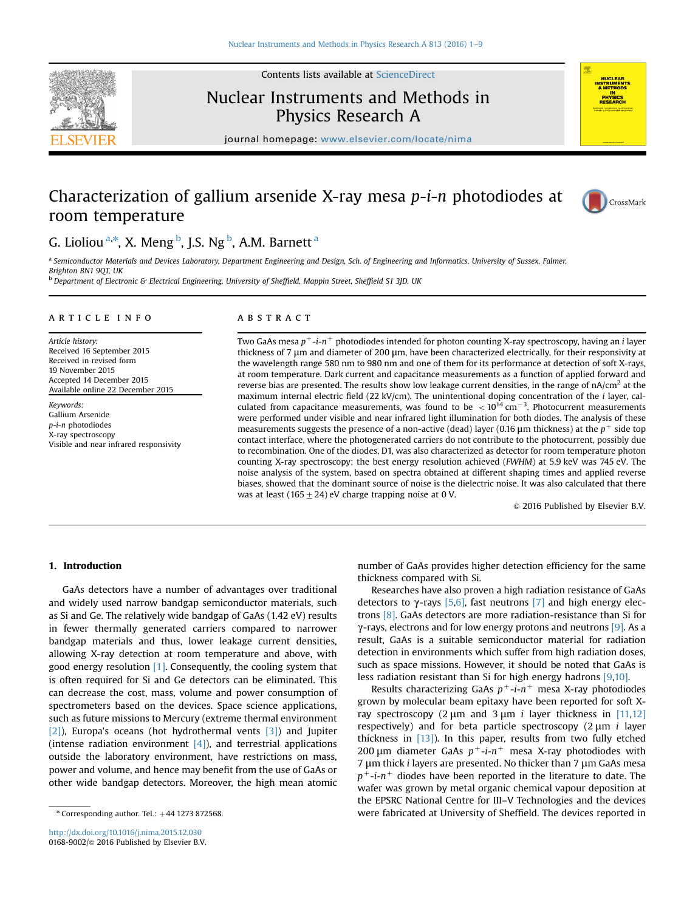# Characterization of gallium arsenide X-ray mesa *p-i-n* photodiodes at room temperature

G. Lioliou [a,*], X. Meng [b], J.S. Ng [b], A.M. Barnett [a]

[a] Semiconductor Materials and Devices Laboratory, Department Engineering and Design, Sch. of Engineering and Informatics, University of Sussex, Falmer, Brighton BN1 9QT, UK

[b] Department of Electronic & Electrical Engineering, University of Sheffield, Mappin Street, Sheffield S1 3JD, UK

## ARTICLE INFO

*Article history:*
Received 16 September 2015
Received in revised form
19 November 2015
Accepted 14 December 2015
Available online 22 December 2015

*Keywords:*
Gallium Arsenide
*p-i-n* photodiodes
X-ray spectroscopy
Visible and near infrared responsivity

## ABSTRACT

Two GaAs mesa $p^+$-$i$-$n^+$ photodiodes intended for photon counting X-ray spectroscopy, having an *i* layer thickness of 7 µm and diameter of 200 µm, have been characterized electrically, for their responsivity at the wavelength range 580 nm to 980 nm and one of them for its performance at detection of soft X-rays, at room temperature. Dark current and capacitance measurements as a function of applied forward and reverse bias are presented. The results show low leakage current densities, in the range of nA/cm$^2$ at the maximum internal electric field (22 kV/cm). The unintentional doping concentration of the *i* layer, calculated from capacitance measurements, was found to be $< 10^{14}$ cm$^{-3}$. Photocurrent measurements were performed under visible and near infrared light illumination for both diodes. The analysis of these measurements suggests the presence of a non-active (dead) layer (0.16 µm thickness) at the $p^+$ side top contact interface, where the photogenerated carriers do not contribute to the photocurrent, possibly due to recombination. One of the diodes, D1, was also characterized as detector for room temperature photon counting X-ray spectroscopy; the best energy resolution achieved (*FWHM*) at 5.9 keV was 745 eV. The noise analysis of the system, based on spectra obtained at different shaping times and applied reverse biases, showed that the dominant source of noise is the dielectric noise. It was also calculated that there was at least $(165 \pm 24)$ eV charge trapping noise at 0 V.

© 2016 Published by Elsevier B.V.

## 1. Introduction

GaAs detectors have a number of advantages over traditional and widely used narrow bandgap semiconductor materials, such as Si and Ge. The relatively wide bandgap of GaAs (1.42 eV) results in fewer thermally generated carriers compared to narrower bandgap materials and thus, lower leakage current densities, allowing X-ray detection at room temperature and above, with good energy resolution [1]. Consequently, the cooling system that is often required for Si and Ge detectors can be eliminated. This can decrease the cost, mass, volume and power consumption of spectrometers based on the devices. Space science applications, such as future missions to Mercury (extreme thermal environment [2]), Europa's oceans (hot hydrothermal vents [3]) and Jupiter (intense radiation environment [4]), and terrestrial applications outside the laboratory environment, have restrictions on mass, power and volume, and hence may benefit from the use of GaAs or other wide bandgap detectors. Moreover, the high mean atomic number of GaAs provides higher detection efficiency for the same thickness compared with Si.

Researches have also proven a high radiation resistance of GaAs detectors to γ-rays [5,6], fast neutrons [7] and high energy electrons [8]. GaAs detectors are more radiation-resistance than Si for γ-rays, electrons and for low energy protons and neutrons [9]. As a result, GaAs is a suitable semiconductor material for radiation detection in environments which suffer from high radiation doses, such as space missions. However, it should be noted that GaAs is less radiation resistant than Si for high energy hadrons [9,10].

Results characterizing GaAs $p^+$-$i$-$n^+$ mesa X-ray photodiodes grown by molecular beam epitaxy have been reported for soft X-ray spectroscopy (2 µm and 3 µm *i* layer thickness in [11,12] respectively) and for beta particle spectroscopy (2 µm *i* layer thickness in [13]). In this paper, results from two fully etched 200 µm diameter GaAs $p^+$-$i$-$n^+$ mesa X-ray photodiodes with 7 µm thick *i* layers are presented. No thicker than 7 µm GaAs mesa $p^+$-$i$-$n^+$ diodes have been reported in the literature to date. The wafer was grown by metal organic chemical vapour deposition at the EPSRC National Centre for III–V Technologies and the devices were fabricated at University of Sheffield. The devices reported in

* Corresponding author. Tel.: +44 1273 872568.

http://dx.doi.org/10.1016/j.nima.2015.12.030
0168-9002/© 2016 Published by Elsevier B.V.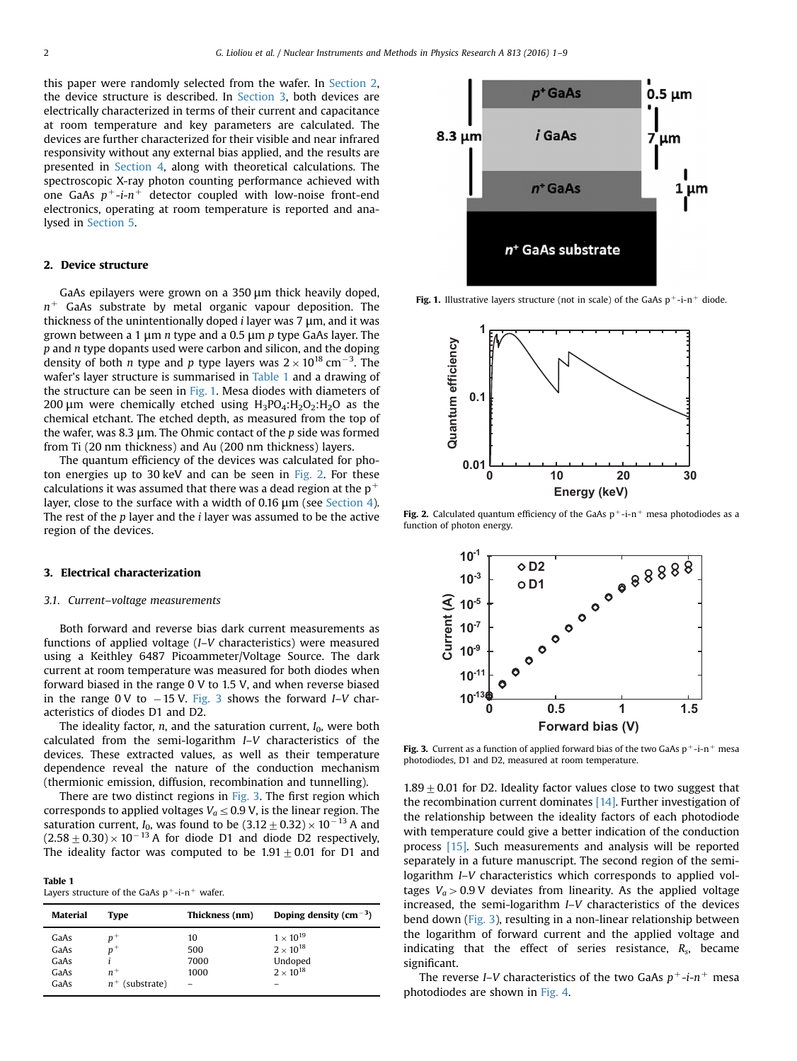this paper were randomly selected from the wafer. In Section 2, the device structure is described. In Section 3, both devices are electrically characterized in terms of their current and capacitance at room temperature and key parameters are calculated. The devices are further characterized for their visible and near infrared responsivity without any external bias applied, and the results are presented in Section 4, along with theoretical calculations. The spectroscopic X-ray photon counting performance achieved with one GaAs $p^+$-$i$-$n^+$ detector coupled with low-noise front-end electronics, operating at room temperature is reported and analysed in Section 5.

## 2. Device structure

GaAs epilayers were grown on a 350 μm thick heavily doped, $n^+$ GaAs substrate by metal organic vapour deposition. The thickness of the unintentionally doped $i$ layer was 7 μm, and it was grown between a 1 μm $n$ type and a 0.5 μm $p$ type GaAs layer. The $p$ and $n$ type dopants used were carbon and silicon, and the doping density of both $n$ type and $p$ type layers was $2 \times 10^{18}$ cm$^{-3}$. The wafer's layer structure is summarised in Table 1 and a drawing of the structure can be seen in Fig. 1. Mesa diodes with diameters of 200 μm were chemically etched using $H_3PO_4$:$H_2O_2$:$H_2O$ as the chemical etchant. The etched depth, as measured from the top of the wafer, was 8.3 μm. The Ohmic contact of the $p$ side was formed from Ti (20 nm thickness) and Au (200 nm thickness) layers.

The quantum efficiency of the devices was calculated for photon energies up to 30 keV and can be seen in Fig. 2. For these calculations it was assumed that there was a dead region at the p$^+$ layer, close to the surface with a width of 0.16 μm (see Section 4). The rest of the $p$ layer and the $i$ layer was assumed to be the active region of the devices.

Fig. 1. Illustrative layers structure (not in scale) of the GaAs p$^+$-i-n$^+$ diode.

Fig. 2. Calculated quantum efficiency of the GaAs p$^+$-i-n$^+$ mesa photodiodes as a function of photon energy.

## 3. Electrical characterization

### 3.1. Current–voltage measurements

Both forward and reverse bias dark current measurements as functions of applied voltage (*I*–*V* characteristics) were measured using a Keithley 6487 Picoammeter/Voltage Source. The dark current at room temperature was measured for both diodes when forward biased in the range 0 V to 1.5 V, and when reverse biased in the range 0 V to −15 V. Fig. 3 shows the forward *I*–*V* characteristics of diodes D1 and D2.

The ideality factor, $n$, and the saturation current, $I_0$, were both calculated from the semi-logarithm *I*–*V* characteristics of the devices. These extracted values, as well as their temperature dependence reveal the nature of the conduction mechanism (thermionic emission, diffusion, recombination and tunnelling).

There are two distinct regions in Fig. 3. The first region which corresponds to applied voltages $V_a \leq 0.9$ V, is the linear region. The saturation current, $I_0$, was found to be $(3.12 \pm 0.32) \times 10^{-13}$ A and $(2.58 \pm 0.30) \times 10^{-13}$ A for diode D1 and diode D2 respectively. The ideality factor was computed to be $1.91 \pm 0.01$ for D1 and $1.89 \pm 0.01$ for D2. Ideality factor values close to two suggest that the recombination current dominates [14]. Further investigation of the relationship between the ideality factors of each photodiode with temperature could give a better indication of the conduction process [15]. Such measurements and analysis will be reported separately in a future manuscript. The second region of the semi-logarithm *I*–*V* characteristics which corresponds to applied voltages $V_a > 0.9$ V deviates from linearity. As the applied voltage increased, the semi-logarithm *I*–*V* characteristics of the devices bend down (Fig. 3), resulting in a non-linear relationship between the logarithm of forward current and the applied voltage and indicating that the effect of series resistance, $R_s$, became significant.

Table 1
Layers structure of the GaAs p$^+$-i-n$^+$ wafer.

| Material | Type | Thickness (nm) | Doping density (cm$^{-3}$) |
|---|---|---|---|
| GaAs | $p^+$ | 10 | $1 \times 10^{19}$ |
| GaAs | $p^+$ | 500 | $2 \times 10^{18}$ |
| GaAs | $i$ | 7000 | Undoped |
| GaAs | $n^+$ | 1000 | $2 \times 10^{18}$ |
| GaAs | $n^+$ (substrate) | – | – |

Fig. 3. Current as a function of applied forward bias of the two GaAs p$^+$-i-n$^+$ mesa photodiodes, D1 and D2, measured at room temperature.

The reverse *I*–*V* characteristics of the two GaAs $p^+$-$i$-$n^+$ mesa photodiodes are shown in Fig. 4.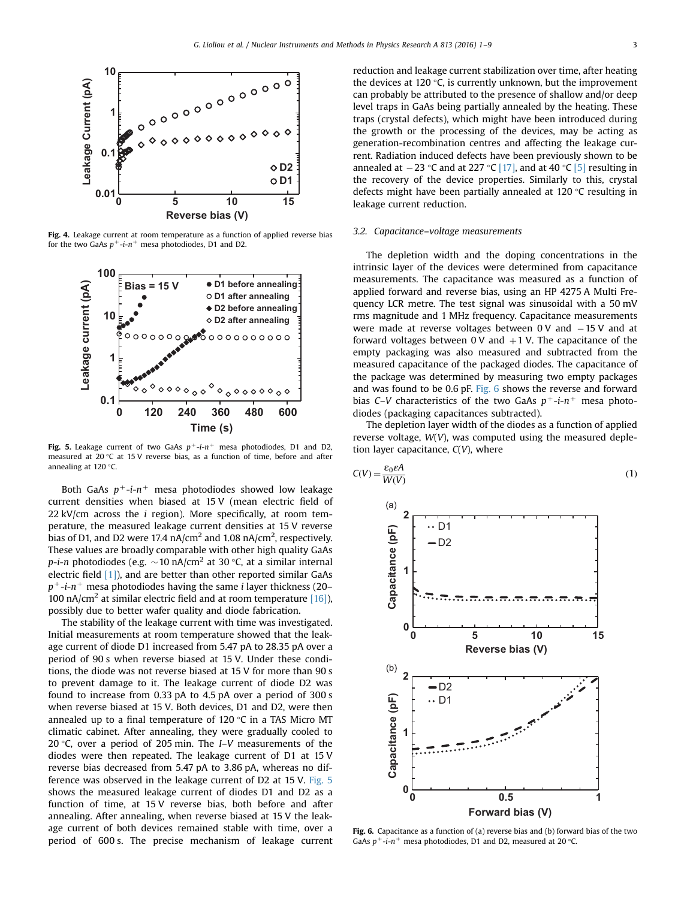Fig. 4. Leakage current at room temperature as a function of applied reverse bias for the two GaAs $p^+$-$i$-$n^+$ mesa photodiodes, D1 and D2.

Fig. 5. Leakage current of two GaAs $p^+$-$i$-$n^+$ mesa photodiodes, D1 and D2, measured at 20 °C at 15 V reverse bias, as a function of time, before and after annealing at 120 °C.

Both GaAs $p^+$-$i$-$n^+$ mesa photodiodes showed low leakage current densities when biased at 15 V (mean electric field of 22 kV/cm across the $i$ region). More specifically, at room temperature, the measured leakage current densities at 15 V reverse bias of D1, and D2 were 17.4 nA/cm$^2$ and 1.08 nA/cm$^2$, respectively. These values are broadly comparable with other high quality GaAs $p$-$i$-$n$ photodiodes (e.g. ~10 nA/cm$^2$ at 30 °C, at a similar internal electric field [1]), and are better than other reported similar GaAs $p^+$-$i$-$n^+$ mesa photodiodes having the same $i$ layer thickness (20–100 nA/cm$^2$ at similar electric field and at room temperature [16]), possibly due to better wafer quality and diode fabrication.

The stability of the leakage current with time was investigated. Initial measurements at room temperature showed that the leakage current of diode D1 increased from 5.47 pA to 28.35 pA over a period of 90 s when reverse biased at 15 V. Under these conditions, the diode was not reverse biased at 15 V for more than 90 s to prevent damage to it. The leakage current of diode D2 was found to increase from 0.33 pA to 4.5 pA over a period of 300 s when reverse biased at 15 V. Both devices, D1 and D2, were then annealed up to a final temperature of 120 °C in a TAS Micro MT climatic cabinet. After annealing, they were gradually cooled to 20 °C, over a period of 205 min. The $I$–$V$ measurements of the diodes were then repeated. The leakage current of D1 at 15 V reverse bias decreased from 5.47 pA to 3.86 pA, whereas no difference was observed in the leakage current of D2 at 15 V. Fig. 5 shows the measured leakage current of diodes D1 and D2 as a function of time, at 15 V reverse bias, both before and after annealing. After annealing, when reverse biased at 15 V the leakage current of both devices remained stable with time, over a period of 600 s. The precise mechanism of leakage current reduction and leakage current stabilization over time, after heating the devices at 120 °C, is currently unknown, but the improvement can probably be attributed to the presence of shallow and/or deep level traps in GaAs being partially annealed by the heating. These traps (crystal defects), which might have been introduced during the growth or the processing of the devices, may be acting as generation-recombination centres and affecting the leakage current. Radiation induced defects have been previously shown to be annealed at −23 °C and at 227 °C [17], and at 40 °C [5] resulting in the recovery of the device properties. Similary to this, crystal defects might have been partially annealed at 120 °C resulting in leakage current reduction.

### 3.2. Capacitance–voltage measurements

The depletion width and the doping concentrations in the intrinsic layer of the devices were determined from capacitance measurements. The capacitance was measured as a function of applied forward and reverse bias, using an HP 4275 A Multi Frequency LCR metre. The test signal was sinusoidal with a 50 mV rms magnitude and 1 MHz frequency. Capacitance measurements were made at reverse voltages between 0 V and −15 V and at forward voltages between 0 V and +1 V. The capacitance of the empty packaging was also measured and subtracted from the measured capacitance of the packaged diodes. The capacitance of the package was determined by measuring two empty packages and was found to be 0.6 pF. Fig. 6 shows the reverse and forward bias $C$–$V$ characteristics of the two GaAs $p^+$-$i$-$n^+$ mesa photodiodes (packaging capacitances subtracted).

The depletion layer width of the diodes as a function of applied reverse voltage, $W(V)$, was computed using the measured depletion layer capacitance, $C(V)$, where

$$C(V) = \frac{\varepsilon_0 \varepsilon A}{W(V)} \tag{1}$$

Fig. 6. Capacitance as a function of (a) reverse bias and (b) forward bias of the two GaAs $p^+$-$i$-$n^+$ mesa photodiodes, D1 and D2, measured at 20 °C.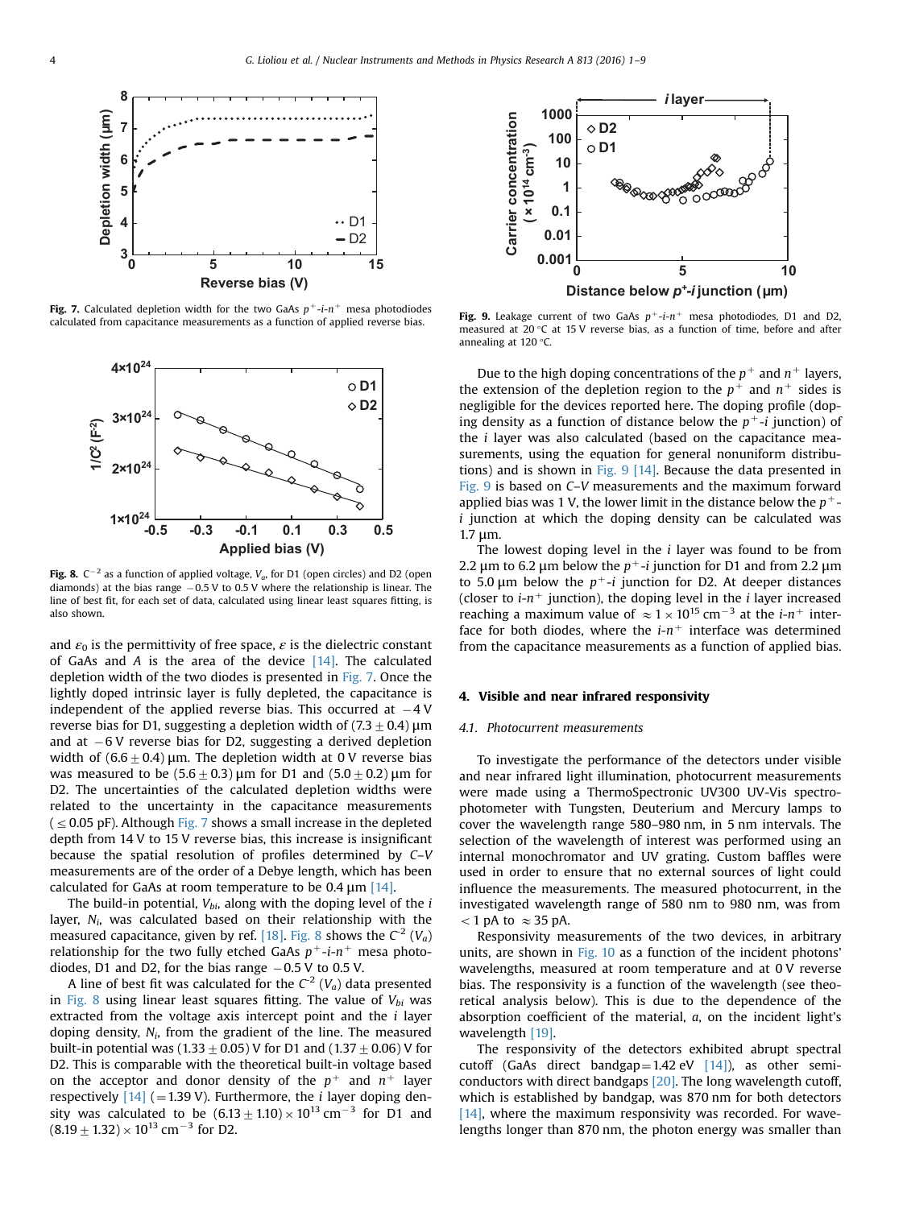Fig. 7. Calculated depletion width for the two GaAs $p^+$-$i$-$n^+$ mesa photodiodes calculated from capacitance measurements as a function of applied reverse bias.

Fig. 8. $C^{-2}$ as a function of applied voltage, $V_a$, for D1 (open circles) and D2 (open diamonds) at the bias range −0.5 V to 0.5 V where the relationship is linear. The line of best fit, for each set of data, calculated using linear least squares fitting, is also shown.

and $\varepsilon_0$ is the permittivity of free space, $\varepsilon$ is the dielectric constant of GaAs and $A$ is the area of the device [14]. The calculated depletion width of the two diodes is presented in Fig. 7. Once the lightly doped intrinsic layer is fully depleted, the capacitance is independent of the applied reverse bias. This occurred at −4 V reverse bias for D1, suggesting a depletion width of $(7.3 \pm 0.4)$ μm and at −6 V reverse bias for D2, suggesting a derived depletion width of $(6.6 \pm 0.4)$ μm. The depletion width at 0 V reverse bias was measured to be $(5.6 \pm 0.3)$ μm for D1 and $(5.0 \pm 0.2)$ μm for D2. The uncertainties of the calculated depletion widths were related to the uncertainty in the capacitance measurements ($\leq 0.05$ pF). Although Fig. 7 shows a small increase in the depleted depth from 14 V to 15 V reverse bias, this increase is insignificant because the spatial resolution of profiles determined by *C–V* measurements are of the order of a Debye length, which has been calculated for GaAs at room temperature to be 0.4 μm [14].

The build-in potential, $V_{bi}$, along with the doping level of the $i$ layer, $N_i$, was calculated based on their relationship with the measured capacitance, given by ref. [18]. Fig. 8 shows the $C^{-2}$ $(V_a)$ relationship for the two fully etched GaAs $p^+$-$i$-$n^+$ mesa photodiodes, D1 and D2, for the bias range −0.5 V to 0.5 V.

A line of best fit was calculated for the $C^{-2}$ $(V_a)$ data presented in Fig. 8 using linear least squares fitting. The value of $V_{bi}$ was extracted from the voltage axis intercept point and the $i$ layer doping density, $N_i$, from the gradient of the line. The measured built-in potential was $(1.33 \pm 0.05)$ V for D1 and $(1.37 \pm 0.06)$ V for D2. This is comparable with the theoretical built-in voltage based on the acceptor and donor density of the $p^+$ and $n^+$ layer respectively [14] (=1.39 V). Furthermore, the $i$ layer doping density was calculated to be $(6.13 \pm 1.10) \times 10^{13}$ cm$^{-3}$ for D1 and $(8.19 \pm 1.32) \times 10^{13}$ cm$^{-3}$ for D2.

Fig. 9. Leakage current of two GaAs $p^+$-$i$-$n^+$ mesa photodiodes, D1 and D2, measured at 20 °C at 15 V reverse bias, as a function of time, before and after annealing at 120 °C.

Due to the high doping concentrations of the $p^+$ and $n^+$ layers, the extension of the depletion region to the $p^+$ and $n^+$ sides is negligible for the devices reported here. The doping profile (doping density as a function of distance below the $p^+$-$i$ junction) of the $i$ layer was also calculated (based on the capacitance measurements, using the equation for general nonuniform distributions) and is shown in Fig. 9 [14]. Because the data presented in Fig. 9 is based on *C–V* measurements and the maximum forward applied bias was 1 V, the lower limit in the distance below the $p^+$-$i$ junction at which the doping density can be calculated was 1.7 μm.

The lowest doping level in the $i$ layer was found to be from 2.2 μm to 6.2 μm below the $p^+$-$i$ junction for D1 and from 2.2 μm to 5.0 μm below the $p^+$-$i$ junction for D2. At deeper distances (closer to $i$-$n^+$ junction), the doping level in the $i$ layer increased reaching a maximum value of $\approx 1 \times 10^{15}$ cm$^{-3}$ at the $i$-$n^+$ interface for both diodes, where the $i$-$n^+$ interface was determined from the capacitance measurements as a function of applied bias.

## 4. Visible and near infrared responsivity

### 4.1. Photocurrent measurements

To investigate the performance of the detectors under visible and near infrared light illumination, photocurrent measurements were made using a ThermoSpectronic UV300 UV-Vis spectrophotometer with Tungsten, Deuterium and Mercury lamps to cover the wavelength range 580–980 nm, in 5 nm intervals. The selection of the wavelength of interest was performed using an internal monochromator and UV grating. Custom baffles were used in order to ensure that no external sources of light could influence the measurements. The measured photocurrent, in the investigated wavelength range of 580 nm to 980 nm, was from $<1$ pA to $\approx 35$ pA.

Responsivity measurements of the two devices, in arbitrary units, are shown in Fig. 10 as a function of the incident photons' wavelengths, measured at room temperature and at 0 V reverse bias. The responsivity is a function of the wavelength (see theoretical analysis below). This is due to the dependence of the absorption coefficient of the material, $a$, on the incident light's wavelength [19].

The responsivity of the detectors exhibited abrupt spectral cutoff (GaAs direct bandgap = 1.42 eV [14]), as other semiconductors with direct bandgaps [20]. The long wavelength cutoff, which is established by bandgap, was 870 nm for both detectors [14], where the maximum responsivity was recorded. For wavelengths longer than 870 nm, the photon energy was smaller than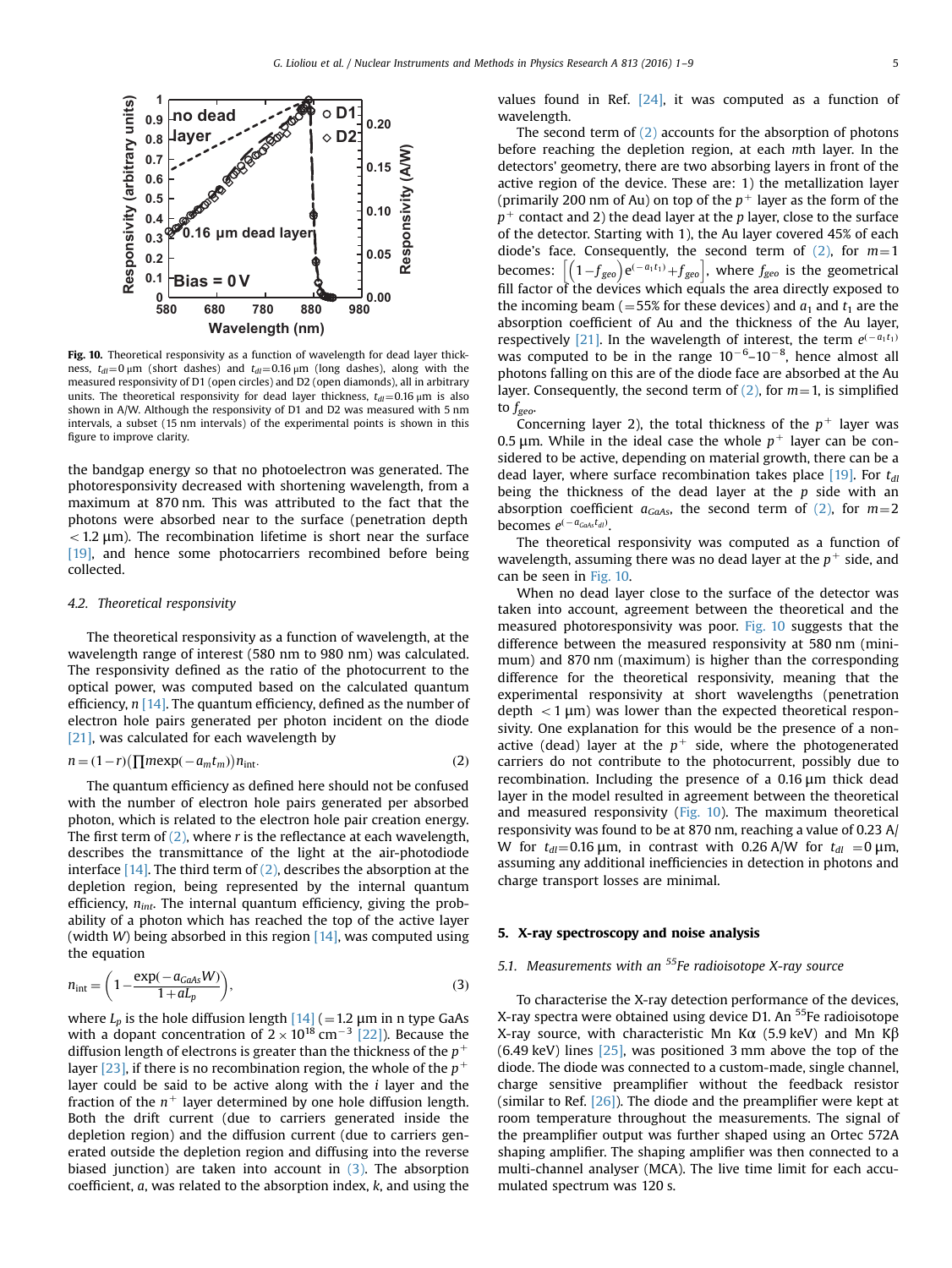Fig. 10. Theoretical responsivity as a function of wavelength for dead layer thickness, $t_{dl}$=0 μm (short dashes) and $t_{dl}$=0.16 μm (long dashes), along with the measured responsivity of D1 (open circles) and D2 (open diamonds), all in arbitrary units. The theoretical responsivity for dead layer thickness, $t_{dl}$=0.16 μm is also shown in A/W. Although the responsivity of D1 and D2 was measured with 5 nm intervals, a subset (15 nm intervals) of the experimental points is shown in this figure to improve clarity.

the bandgap energy so that no photoelectron was generated. The photoresponsivity decreased with shortening wavelength, from a maximum at 870 nm. This was attributed to the fact that the photons were absorbed near to the surface (penetration depth < 1.2 μm). The recombination lifetime is short near the surface [19], and hence some photocarriers recombined before being collected.

### 4.2. Theoretical responsivity

The theoretical responsivity as a function of wavelength, at the wavelength range of interest (580 nm to 980 nm) was calculated. The responsivity defined as the ratio of the photocurrent to the optical power, was computed based on the calculated quantum efficiency, $n$ [14]. The quantum efficiency, defined as the number of electron hole pairs generated per photon incident on the diode [21], was calculated for each wavelength by

$$n = (1-r)\left(\prod m \exp(-a_m t_m)\right) n_{\text{int}}. \quad (2)$$

The quantum efficiency as defined here should not be confused with the number of electron hole pairs generated per absorbed photon, which is related to the electron hole pair creation energy. The first term of (2), where $r$ is the reflectance at each wavelength, describes the transmittance of the light at the air-photodiode interface [14]. The third term of (2), describes the absorption at the depletion region, being represented by the internal quantum efficiency, $n_{int}$. The internal quantum efficiency, giving the probability of a photon which has reached the top of the active layer (width $W$) being absorbed in this region [14], was computed using the equation

$$n_{\text{int}} = \left(1 - \frac{\exp(-a_{GaAs}W)}{1 + aL_p}\right), \quad (3)$$

where $L_p$ is the hole diffusion length [14] (=1.2 μm in n type GaAs with a dopant concentration of $2 \times 10^{18}$ cm$^{-3}$ [22]). Because the diffusion length of electrons is greater than the thickness of the $p^+$ layer [23], if there is no recombination region, the whole of the $p^+$ layer could be said to be active along with the $i$ layer and the fraction of the $n^+$ layer determined by one hole diffusion length. Both the drift current (due to carriers generated inside the depletion region) and the diffusion current (due to carriers generated outside the depletion region and diffusing into the reverse biased junction) are taken into account in (3). The absorption coefficient, $a$, was related to the absorption index, $k$, and using the values found in Ref. [24], it was computed as a function of wavelength.

The second term of (2) accounts for the absorption of photons before reaching the depletion region, at each $m$th layer. In the detectors' geometry, there are two absorbing layers in front of the active region of the device. These are: 1) the metallization layer (primarily 200 nm of Au) on top of the $p^+$ layer as the form of the $p^+$ contact and 2) the dead layer at the $p$ layer, close to the surface of the detector. Starting with 1), the Au layer covered 45% of each diode's face. Consequently, the second term of (2), for $m=1$ becomes: $\left[\left(1-f_{geo}\right)e^{(-a_1 t_1)}+f_{geo}\right]$, where $f_{geo}$ is the geometrical fill factor of the devices which equals the area directly exposed to the incoming beam (=55% for these devices) and $a_1$ and $t_1$ are the absorption coefficient of Au and the thickness of the Au layer, respectively [21]. In the wavelength of interest, the term $e^{(-a_1 t_1)}$ was computed to be in the range $10^{-6}$–$10^{-8}$, hence almost all photons falling on this are of the diode face are absorbed at the Au layer. Consequently, the second term of (2), for $m=1$, is simplified to $f_{geo}$.

Concerning layer 2), the total thickness of the $p^+$ layer was 0.5 μm. While in the ideal case the whole $p^+$ layer can be considered to be active, depending on material growth, there can be a dead layer, where surface recombination takes place [19]. For $t_{dl}$ being the thickness of the dead layer at the $p$ side with an absorption coefficient $a_{GaAs}$, the second term of (2), for $m=2$ becomes $e^{(-a_{GaAs}t_{dl})}$.

The theoretical responsivity was computed as a function of wavelength, assuming there was no dead layer at the $p^+$ side, and can be seen in Fig. 10.

When no dead layer close to the surface of the detector was taken into account, agreement between the theoretical and the measured photoresponsivity was poor. Fig. 10 suggests that the difference between the measured responsivity at 580 nm (minimum) and 870 nm (maximum) is higher than the corresponding difference for the theoretical responsivity, meaning that the experimental responsivity at short wavelengths (penetration depth < 1 μm) was lower than the expected theoretical responsivity. One explanation for this would be the presence of a non-active (dead) layer at the $p^+$ side, where the photogenerated carriers do not contribute to the photocurrent, possibly due to recombination. Including the presence of a 0.16 μm thick dead layer in the model resulted in agreement between the theoretical and measured responsivity (Fig. 10). The maximum theoretical responsivity was found to be at 870 nm, reaching a value of 0.23 A/W for $t_{dl}$=0.16 μm, in contrast with 0.26 A/W for $t_{dl}$ =0 μm, assuming any additional inefficiencies in detection in photons and charge transport losses are minimal.

## 5. X-ray spectroscopy and noise analysis

### 5.1. Measurements with an $^{55}$Fe radioisotope X-ray source

To characterise the X-ray detection performance of the devices, X-ray spectra were obtained using device D1. An $^{55}$Fe radioisotope X-ray source, with characteristic Mn Kα (5.9 keV) and Mn Kβ (6.49 keV) lines [25], was positioned 3 mm above the top of the diode. The diode was connected to a custom-made, single channel, charge sensitive preamplifier without the feedback resistor (similar to Ref. [26]). The diode and the preamplifier were kept at room temperature throughout the measurements. The signal of the preamplifier output was further shaped using an Ortec 572A shaping amplifier. The shaping amplifier was then connected to a multi-channel analyser (MCA). The live time limit for each accumulated spectrum was 120 s.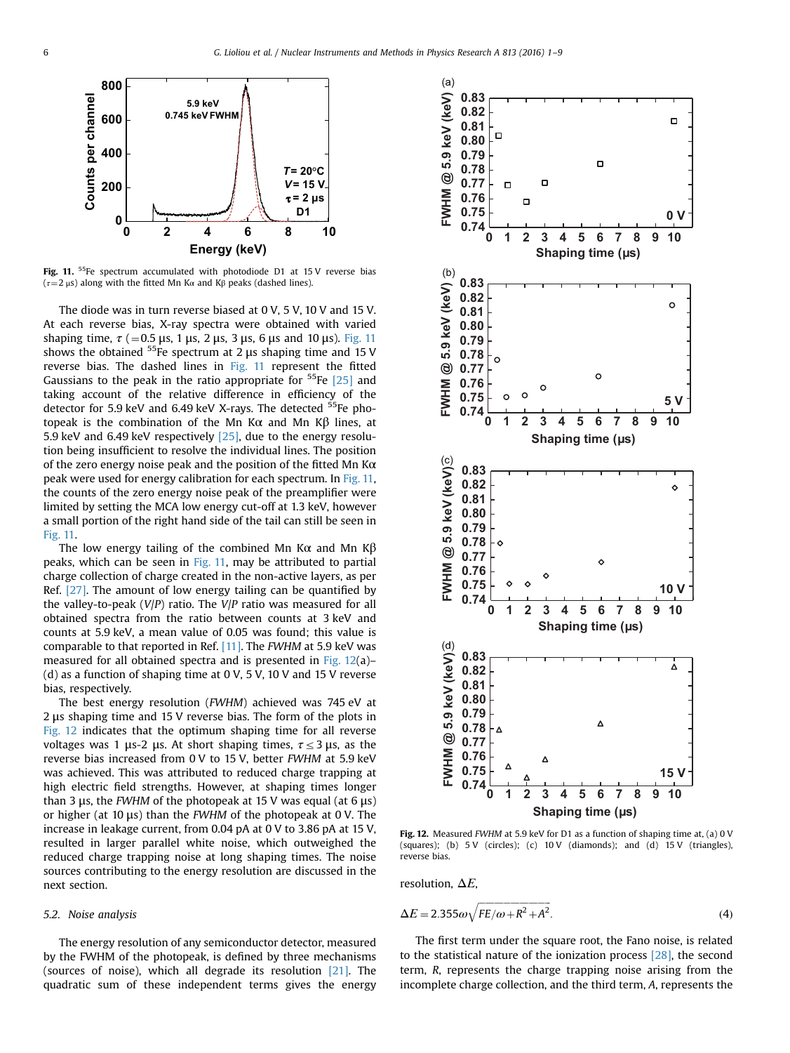**Fig. 11.** $^{55}$Fe spectrum accumulated with photodiode D1 at 15 V reverse bias ($\tau$=2 μs) along with the fitted Mn Kα and Kβ peaks (dashed lines).

The diode was in turn reverse biased at 0 V, 5 V, 10 V and 15 V. At each reverse bias, X-ray spectra were obtained with varied shaping time, $\tau$ (=0.5 μs, 1 μs, 2 μs, 3 μs, 6 μs and 10 μs). Fig. 11 shows the obtained $^{55}$Fe spectrum at 2 μs shaping time and 15 V reverse bias. The dashed lines in Fig. 11 represent the fitted Gaussians to the peak in the ratio appropriate for $^{55}$Fe [25] and taking account of the relative difference in efficiency of the detector for 5.9 keV and 6.49 keV X-rays. The detected $^{55}$Fe photopeak is the combination of the Mn Kα and Mn Kβ lines, at 5.9 keV and 6.49 keV respectively [25], due to the energy resolution being insufficient to resolve the individual lines. The position of the zero energy noise peak and the position of the fitted Mn Kα peak were used for energy calibration for each spectrum. In Fig. 11, the counts of the zero energy noise peak of the preamplifier were limited by setting the MCA low energy cut-off at 1.3 keV, however a small portion of the right hand side of the tail can still be seen in Fig. 11.

The low energy tailing of the combined Mn Kα and Mn Kβ peaks, which can be seen in Fig. 11, may be attributed to partial charge collection of charge created in the non-active layers, as per Ref. [27]. The amount of low energy tailing can be quantified by the valley-to-peak ($V/P$) ratio. The $V/P$ ratio was measured for all obtained spectra from the ratio between counts at 3 keV and counts at 5.9 keV, a mean value of 0.05 was found; this value is comparable to that reported in Ref. [11]. The *FWHM* at 5.9 keV was measured for all obtained spectra and is presented in Fig. 12(a)–(d) as a function of shaping time at 0 V, 5 V, 10 V and 15 V reverse bias, respectively.

The best energy resolution (*FWHM*) achieved was 745 eV at 2 μs shaping time and 15 V reverse bias. The form of the plots in Fig. 12 indicates that the optimum shaping time for all reverse voltages was 1 μs-2 μs. At short shaping times, $\tau \leq 3$ μs, as the reverse bias increased from 0 V to 15 V, better *FWHM* at 5.9 keV was achieved. This was attributed to reduced charge trapping at high electric field strengths. However, at shaping times longer than 3 μs, the *FWHM* of the photopeak at 15 V was equal (at 6 μs) or higher (at 10 μs) than the *FWHM* of the photopeak at 0 V. The increase in leakage current, from 0.04 pA at 0 V to 3.86 pA at 15 V, resulted in larger parallel white noise, which outweighed the reduced charge trapping noise at long shaping times. The noise sources contributing to the energy resolution are discussed in the next section.

**Fig. 12.** Measured *FWHM* at 5.9 keV for D1 as a function of shaping time at, (a) 0 V (squares); (b) 5 V (circles); (c) 10 V (diamonds); and (d) 15 V (triangles), reverse bias.

### 5.2. Noise analysis

The energy resolution of any semiconductor detector, measured by the FWHM of the photopeak, is defined by three mechanisms (sources of noise), which all degrade its resolution [21]. The quadratic sum of these independent terms gives the energy resolution, $\Delta E$,

$$\Delta E = 2.355\omega\sqrt{FE/\omega + R^2 + A^2}. \tag{4}$$

The first term under the square root, the Fano noise, is related to the statistical nature of the ionization process [28], the second term, $R$, represents the charge trapping noise arising from the incomplete charge collection, and the third term, $A$, represents the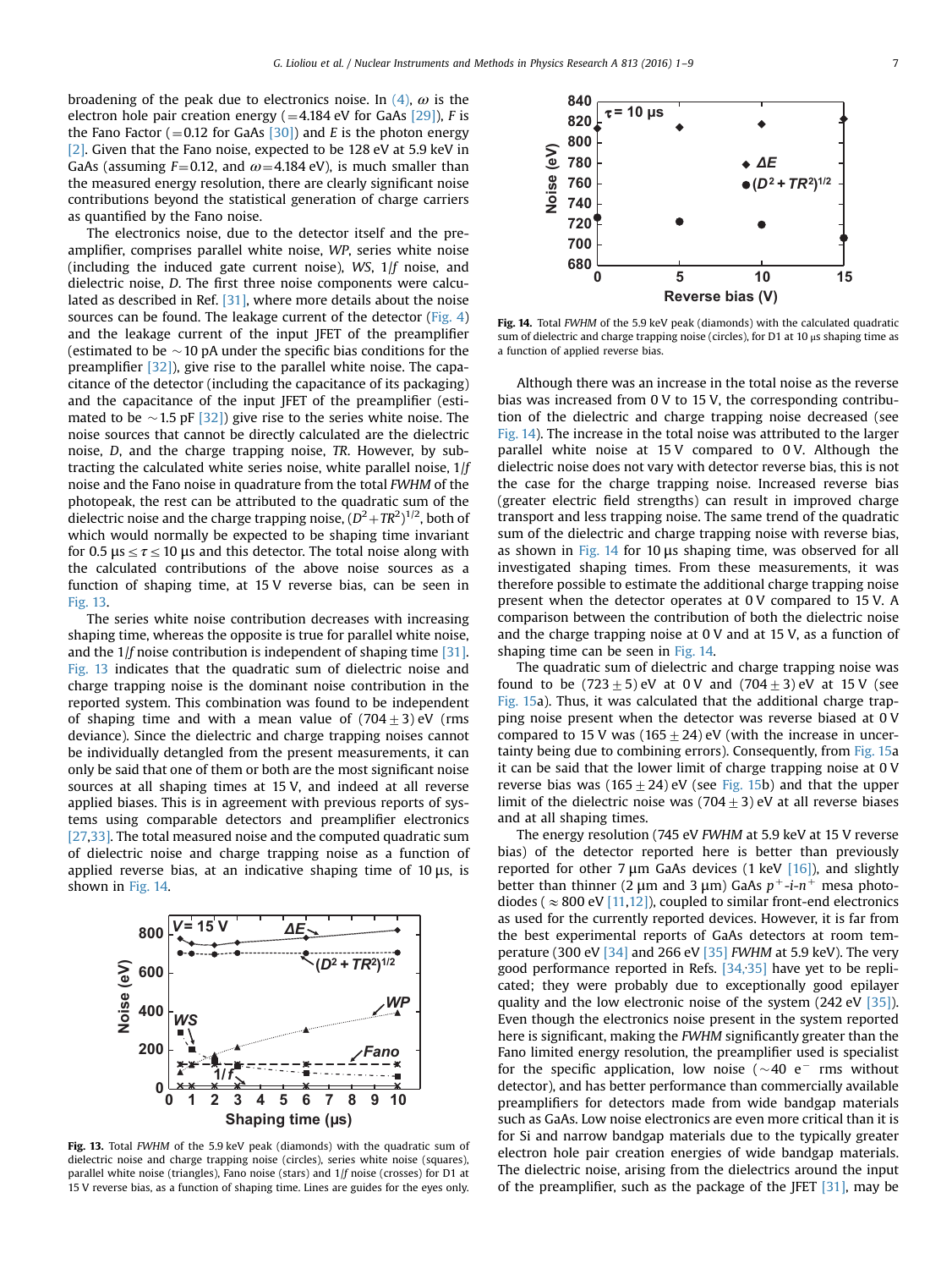broadening of the peak due to electronics noise. In (4), $\omega$ is the electron hole pair creation energy (=4.184 eV for GaAs [29]), $F$ is the Fano Factor (=0.12 for GaAs [30]) and $E$ is the photon energy [2]. Given that the Fano noise, expected to be 128 eV at 5.9 keV in GaAs (assuming $F$=0.12, and $\omega$=4.184 eV), is much smaller than the measured energy resolution, there are clearly significant noise contributions beyond the statistical generation of charge carriers as quantified by the Fano noise.

The electronics noise, due to the detector itself and the preamplifier, comprises parallel white noise, *WP*, series white noise (including the induced gate current noise), *WS*, $1/f$ noise, and dielectric noise, *D*. The first three noise components were calculated as described in Ref. [31], where more details about the noise sources can be found. The leakage current of the detector (Fig. 4) and the leakage current of the input JFET of the preamplifier (estimated to be ~10 pA under the specific bias conditions for the preamplifier [32]), give rise to the parallel white noise. The capacitance of the detector (including the capacitance of its packaging) and the capacitance of the input JFET of the preamplifier (estimated to be ~1.5 pF [32]) give rise to the series white noise. The noise sources that cannot be directly calculated are the dielectric noise, *D*, and the charge trapping noise, *TR*. However, by subtracting the calculated white series noise, white parallel noise, $1/f$ noise and the Fano noise in quadrature from the total *FWHM* of the photopeak, the rest can be attributed to the quadratic sum of the dielectric noise and the charge trapping noise, $(D^2+TR^2)^{1/2}$, both of which would normally be expected to be shaping time invariant for $0.5\ \mu s \leq \tau \leq 10\ \mu s$ and this detector. The total noise along with the calculated contributions of the above noise sources as a function of shaping time, at 15 V reverse bias, can be seen in Fig. 13.

The series white noise contribution decreases with increasing shaping time, whereas the opposite is true for parallel white noise, and the $1/f$ noise contribution is independent of shaping time [31]. Fig. 13 indicates that the quadratic sum of dielectric noise and charge trapping noise is the dominant noise contribution in the reported system. This combination was found to be independent of shaping time and with a mean value of (704±3) eV (rms deviance). Since the dielectric and charge trapping noises cannot be individually detangled from the present measurements, it can only be said that one of them or both are the most significant noise sources at all shaping times at 15 V, and indeed at all reverse applied biases. This is in agreement with previous reports of systems using comparable detectors and preamplifier electronics [27,33]. The total measured noise and the computed quadratic sum of dielectric noise and charge trapping noise as a function of applied reverse bias, at an indicative shaping time of 10 μs, is shown in Fig. 14.

**Fig. 13.** Total *FWHM* of the 5.9 keV peak (diamonds) with the quadratic sum of dielectric noise and charge trapping noise (circles), series white noise (squares), parallel white noise (triangles), Fano noise (stars) and $1/f$ noise (crosses) for D1 at 15 V reverse bias, as a function of shaping time. Lines are guides for the eyes only.

**Fig. 14.** Total *FWHM* of the 5.9 keV peak (diamonds) with the calculated quadratic sum of dielectric and charge trapping noise (circles), for D1 at 10 μs shaping time as a function of applied reverse bias.

Although there was an increase in the total noise as the reverse bias was increased from 0 V to 15 V, the corresponding contribution of the dielectric and charge trapping noise decreased (see Fig. 14). The increase in the total noise was attributed to the larger parallel white noise at 15 V compared to 0 V. Although the dielectric noise does not vary with detector reverse bias, this is not the case for the charge trapping noise. Increased reverse bias (greater electric field strengths) can result in improved charge transport and less trapping noise. The same trend of the quadratic sum of the dielectric and charge trapping noise with reverse bias, as shown in Fig. 14 for 10 μs shaping time, was observed for all investigated shaping times. From these measurements, it was therefore possible to estimate the additional charge trapping noise present when the detector operates at 0 V compared to 15 V. A comparison between the contribution of both the dielectric noise and the charge trapping noise at 0 V and at 15 V, as a function of shaping time can be seen in Fig. 14.

The quadratic sum of dielectric and charge trapping noise was found to be (723±5) eV at 0 V and (704±3) eV at 15 V (see Fig. 15a). Thus, it was calculated that the additional charge trapping noise present when the detector was reverse biased at 0 V compared to 15 V was (165±24) eV (with the increase in uncertainty being due to combining errors). Consequently, from Fig. 15a it can be said that the lower limit of charge trapping noise at 0 V reverse bias was (165±24) eV (see Fig. 15b) and that the upper limit of the dielectric noise was (704±3) eV at all reverse biases and at all shaping times.

The energy resolution (745 eV *FWHM* at 5.9 keV at 15 V reverse bias) of the detector reported here is better than previously reported for other 7 μm GaAs devices (1 keV [16]), and slightly better than thinner (2 μm and 3 μm) GaAs $p^+$-$i$-$n^+$ mesa photodiodes (≈800 eV [11,12]), coupled to similar front-end electronics as used for the currently reported devices. However, it is far from the best experimental reports of GaAs detectors at room temperature (300 eV [34] and 266 eV [35] *FWHM* at 5.9 keV). The very good performance reported in Refs. [34,35] have yet to be replicated; they were probably due to exceptionally good epilayer quality and the low electronic noise of the system (242 eV [35]). Even though the electronics noise present in the system reported here is significant, making the *FWHM* significantly greater than the Fano limited energy resolution, the preamplifier used is specialist for the specific application, low noise (~40 e⁻ rms without detector), and has better performance than commercially available preamplifiers for detectors made from wide bandgap materials such as GaAs. Low noise electronics are even more critical than it is for Si and narrow bandgap materials due to the typically greater electron hole pair creation energies of wide bandgap materials. The dielectric noise, arising from the dielectrics around the input of the preamplifier, such as the package of the JFET [31], may be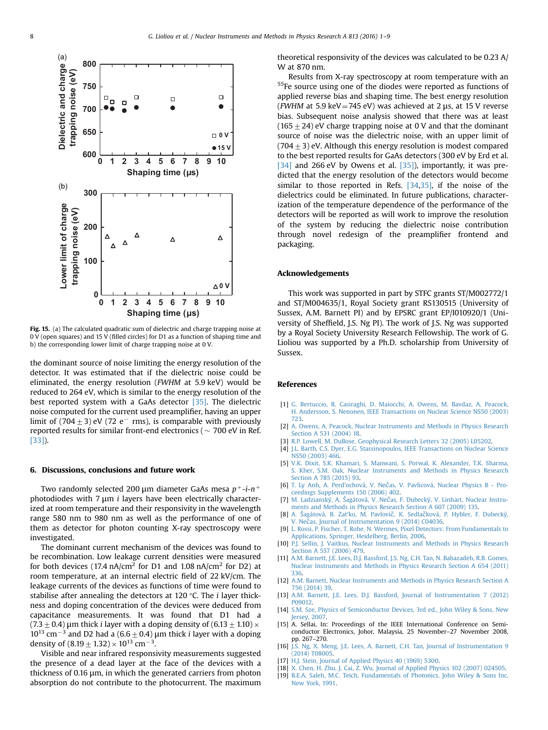Fig. 15. (a) The calculated quadratic sum of dielectric and charge trapping noise at 0 V (open squares) and 15 V (filled circles) for D1 as a function of shaping time and b) the corresponding lower limit of charge trapping noise at 0 V.

the dominant source of noise limiting the energy resolution of the detector. It was estimated that if the dielectric noise could be eliminated, the energy resolution (*FWHM* at 5.9 keV) would be reduced to 264 eV, which is similar to the energy resolution of the best reported system with a GaAs detector [35]. The dielectric noise computed for the current used preamplifier, having an upper limit of $(704 \pm 3)$ eV (72 $e^-$ rms), is comparable with previously reported results for similar front-end electronics (~ 700 eV in Ref. [33]).

## 6. Discussions, conclusions and future work

Two randomly selected 200 μm diameter GaAs mesa $p^+$-$i$-$n^+$ photodiodes with 7 μm $i$ layers have been electrically characterized at room temperature and their responsivity in the wavelength range 580 nm to 980 nm as well as the performance of one of them as detector for photon counting X-ray spectroscopy were investigated.

The dominant current mechanism of the devices was found to be recombination. Low leakage current densities were measured for both devices (17.4 nA/cm$^2$ for D1 and 1.08 nA/cm$^2$ for D2) at room temperature, at an internal electric field of 22 kV/cm. The leakage currents of the devices as functions of time were found to stabilise after annealing the detectors at 120 °C. The $i$ layer thickness and doping concentration of the devices were deduced from capacitance measurements. It was found that D1 had a $(7.3 \pm 0.4)$ μm thick $i$ layer with a doping density of $(6.13 \pm 1.10) \times 10^{13}$ cm$^{-3}$ and D2 had a $(6.6 \pm 0.4)$ μm thick $i$ layer with a doping density of $(8.19 \pm 1.32) \times 10^{13}$ cm$^{-3}$.

Visible and near infrared responsivity measurements suggested the presence of a dead layer at the face of the devices with a thickness of 0.16 μm, in which the generated carriers from photon absorption do not contribute to the photocurrent. The maximum theoretical responsivity of the devices was calculated to be 0.23 A/W at 870 nm.

Results from X-ray spectroscopy at room temperature with an $^{55}$Fe source using one of the diodes were reported as functions of applied reverse bias and shaping time. The best energy resolution (*FWHM* at 5.9 keV = 745 eV) was achieved at 2 μs, at 15 V reverse bias. Subsequent noise analysis showed that there was at least $(165 \pm 24)$ eV charge trapping noise at 0 V and that the dominant source of noise was the dielectric noise, with an upper limit of $(704 \pm 3)$ eV. Although this energy resolution is modest compared to the best reported results for GaAs detectors (300 eV by Erd et al. [34] and 266 eV by Owens et al. [35]), importantly, it was predicted that the energy resolution of the detectors would become similar to those reported in Refs. [34,35], if the noise of the dielectrics could be eliminated. In future publications, characterization of the temperature dependence of the performance of the detectors will be reported as will work to improve the resolution of the system by reducing the dielectric noise contribution through novel redesign of the preamplifier frontend and packaging.

## Acknowledgements

This work was supported in part by STFC grants ST/M002772/1 and ST/M004635/1, Royal Society grant RS130515 (University of Sussex, A.M. Barnett PI) and by EPSRC grant EP/I010920/1 (University of Sheffield, J.S. Ng PI). The work of J.S. Ng was supported by a Royal Society University Research Fellowship. The work of G. Lioliou was supported by a Ph.D. scholarship from University of Sussex.

## References

[1] G. Bertuccio, R. Casiraghi, D. Maiocchi, A. Owens, M. Bavdaz, A. Peacock, H. Andersson, S. Nenonen, IEEE Transactions on Nuclear Science NS50 (2003) 723.
[2] A. Owens, A. Peacock, Nuclear Instruments and Methods in Physics Research Section A 531 (2004) 18.
[3] R.P. Lowell, M. DuBose, Geophysical Research Letters 32 (2005) L05202.
[4] J.L. Barth, C.S. Dyer, E.G. Stassinopoulos, IEEE Transactions on Nuclear Science NS50 (2003) 466.
[5] V.K. Dixit, S.K. Khamari, S. Manwani, S. Porwal, K. Alexander, T.K. Sharma, S. Kher, S.M. Oak, Nuclear Instruments and Methods in Physics Research Section A 785 (2015) 93.
[6] T. Ly Anh, A. Perd'ochová, V. Nečas, V. Pavlicová, Nuclear Physics B - Proceedings Supplements 150 (2006) 402.
[7] M. Ladziansky, A. Šagátová, V. Nečas, F. Dubecký, V. Linhart, Nuclear Instruments and Methods in Physics Research Section A 607 (2009) 135.
[8] A. Šagátová, B. Zat'ko, M. Pavlovič, K. Sedlačková, P. Hybler, F. Dubecký, V. Nečas, Journal of Instrumentation 9 (2014) C04036.
[9] L. Rossi, P. Fischer, T. Rohe, N. Wermes, Pixel Detectors: From Fundamentals to Applications, Springer, Heidelberg, Berlin, 2006.
[10] P.J. Sellin, J. Vaitkus, Nuclear Instruments and Methods in Physics Research Section A 557 (2006) 479.
[11] A.M. Barnett, J.E. Lees, D.J. Bassford, J.S. Ng, C.H. Tan, N. Babazadeh, R.B. Gomes, Nuclear Instruments and Methods in Physics Research Section A 654 (2011) 336.
[12] A.M. Barnett, Nuclear Instruments and Methods in Physics Research Section A 756 (2014) 39.
[13] A.M. Barnett, J.E. Lees, D.J. Bassford, Journal of Instrumentation 7 (2012) P09012.
[14] S.M. Sze, Physics of Semiconductor Devices, 3rd ed., John Wiley & Sons, New Jersey, 2007.
[15] A. Sellai, In: Proceedings of the IEEE International Conference on Semiconductor Electronics, Johor, Malaysia, 25 November–27 November 2008, pp. 267–270.
[16] J.S. Ng, X. Meng, J.E. Lees, A. Barnett, C.H. Tan, Journal of Instrumentation 9 (2014) T08005.
[17] H.J. Stein, Journal of Applied Physics 40 (1969) 5300.
[18] X. Chen, H. Zhu, J. Cai, Z. Wu, Journal of Applied Physics 102 (2007) 024505.
[19] B.E.A. Saleh, M.C. Teich, Fundamentals of Photonics, John Wiley & Sons Inc, New York, 1991.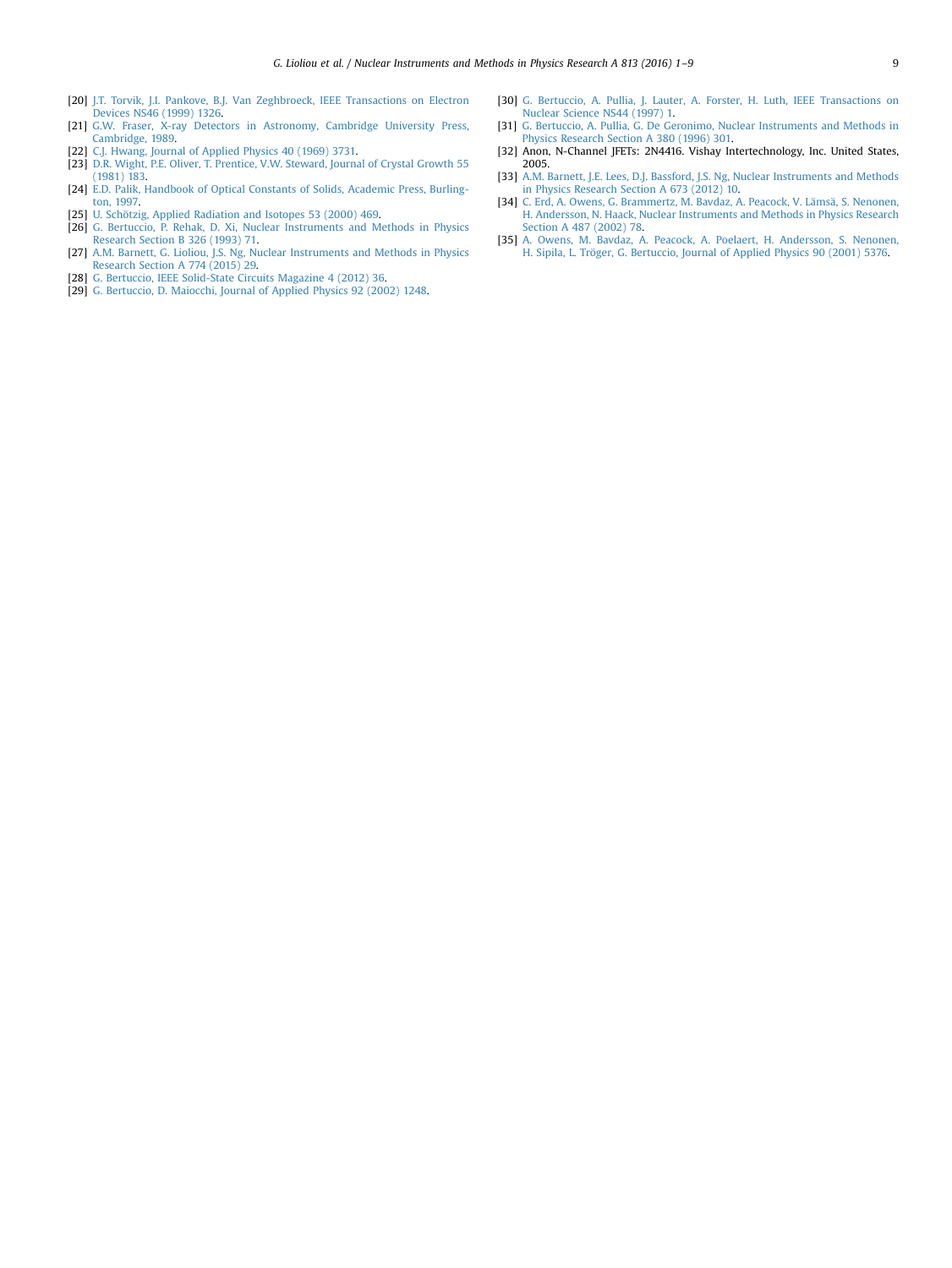[20] J.T. Torvik, J.I. Pankove, B.J. Van Zeghbroeck, IEEE Transactions on Electron Devices NS46 (1999) 1326.

[21] G.W. Fraser, X-ray Detectors in Astronomy, Cambridge University Press, Cambridge, 1989.

[22] C.J. Hwang, Journal of Applied Physics 40 (1969) 3731.

[23] D.R. Wight, P.E. Oliver, T. Prentice, V.W. Steward, Journal of Crystal Growth 55 (1981) 183.

[24] E.D. Palik, Handbook of Optical Constants of Solids, Academic Press, Burlington, 1997.

[25] U. Schötzig, Applied Radiation and Isotopes 53 (2000) 469.

[26] G. Bertuccio, P. Rehak, D. Xi, Nuclear Instruments and Methods in Physics Research Section B 326 (1993) 71.

[27] A.M. Barnett, G. Lioliou, J.S. Ng, Nuclear Instruments and Methods in Physics Research Section A 774 (2015) 29.

[28] G. Bertuccio, IEEE Solid-State Circuits Magazine 4 (2012) 36.

[29] G. Bertuccio, D. Maiocchi, Journal of Applied Physics 92 (2002) 1248.

[30] G. Bertuccio, A. Pullia, J. Lauter, A. Forster, H. Luth, IEEE Transactions on Nuclear Science NS44 (1997) 1.

[31] G. Bertuccio, A. Pullia, G. De Geronimo, Nuclear Instruments and Methods in Physics Research Section A 380 (1996) 301.

[32] Anon, N-Channel JFETs: 2N4416. Vishay Intertechnology, Inc. United States, 2005.

[33] A.M. Barnett, J.E. Lees, D.J. Bassford, J.S. Ng, Nuclear Instruments and Methods in Physics Research Section A 673 (2012) 10.

[34] C. Erd, A. Owens, G. Brammertz, M. Bavdaz, A. Peacock, V. Lämsä, S. Nenonen, H. Andersson, N. Haack, Nuclear Instruments and Methods in Physics Research Section A 487 (2002) 78.

[35] A. Owens, M. Bavdaz, A. Peacock, A. Poelaert, H. Andersson, S. Nenonen, H. Sipila, L. Tröger, G. Bertuccio, Journal of Applied Physics 90 (2001) 5376.